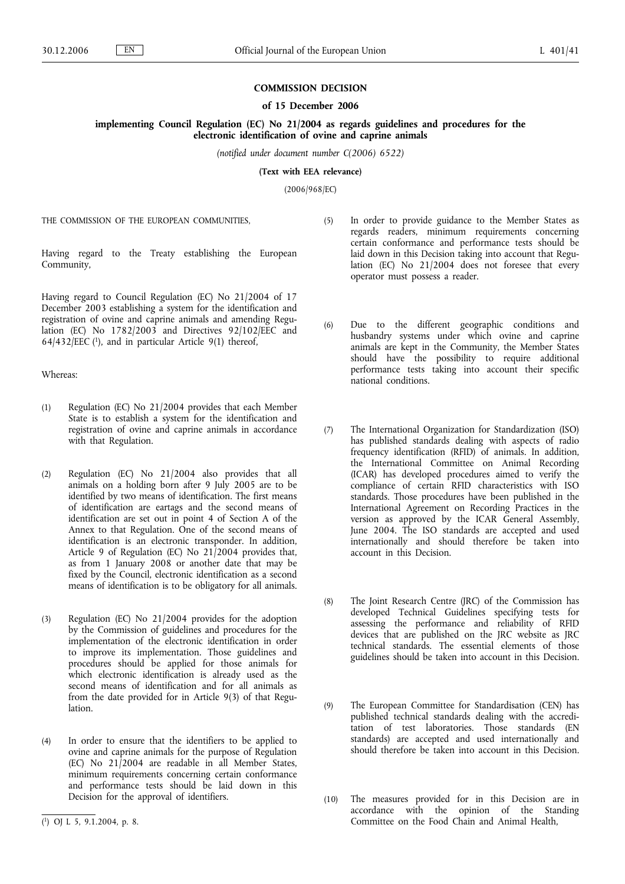# COMMISSION DECISION

## of 15 December 2006

## implementing Council Regulation (EC) No 21/2004 as regards guidelines and procedures for the electronic identification of ovine and caprine animals

*(notified under document number C(2006) 6522)*

**(Text with EEA relevance)**

(2006/968/EC)

THE COMMISSION OF THE EUROPEAN COMMUNITIES,

Having regard to the Treaty establishing the European Community,

Having regard to Council Regulation (EC) No 21/2004 of 17 December 2003 establishing a system for the identification and registration of ovine and caprine animals and amending Regulation (EC) No 1782/2003 and Directives 92/102/EEC and 64/432/EEC [1], and in particular Article 9(1) thereof,

Whereas:

(1) Regulation (EC) No 21/2004 provides that each Member State is to establish a system for the identification and registration of ovine and caprine animals in accordance with that Regulation.

(2) Regulation (EC) No 21/2004 also provides that all animals on a holding born after 9 July 2005 are to be identified by two means of identification. The first means of identification are eartags and the second means of identification are set out in point 4 of Section A of the Annex to that Regulation. One of the second means of identification is an electronic transponder. In addition, Article 9 of Regulation (EC) No 21/2004 provides that, as from 1 January 2008 or another date that may be fixed by the Council, electronic identification as a second means of identification is to be obligatory for all animals.

(3) Regulation (EC) No 21/2004 provides for the adoption by the Commission of guidelines and procedures for the implementation of the electronic identification in order to improve its implementation. Those guidelines and procedures should be applied for those animals for which electronic identification is already used as the second means of identification and for all animals as from the date provided for in Article 9(3) of that Regulation.

(4) In order to ensure that the identifiers to be applied to ovine and caprine animals for the purpose of Regulation (EC) No 21/2004 are readable in all Member States, minimum requirements concerning certain conformance and performance tests should be laid down in this Decision for the approval of identifiers.

(5) In order to provide guidance to the Member States as regards readers, minimum requirements concerning certain conformance and performance tests should be laid down in this Decision taking into account that Regulation (EC) No 21/2004 does not foresee that every operator must possess a reader.

(6) Due to the different geographic conditions and husbandry systems under which ovine and caprine animals are kept in the Community, the Member States should have the possibility to require additional performance tests taking into account their specific national conditions.

(7) The International Organization for Standardization (ISO) has published standards dealing with aspects of radio frequency identification (RFID) of animals. In addition, the International Committee on Animal Recording (ICAR) has developed procedures aimed to verify the compliance of certain RFID characteristics with ISO standards. Those procedures have been published in the International Agreement on Recording Practices in the version as approved by the ICAR General Assembly, June 2004. The ISO standards are accepted and used internationally and should therefore be taken into account in this Decision.

(8) The Joint Research Centre (JRC) of the Commission has developed Technical Guidelines specifying tests for assessing the performance and reliability of RFID devices that are published on the JRC website as JRC technical standards. The essential elements of those guidelines should be taken into account in this Decision.

(9) The European Committee for Standardisation (CEN) has published technical standards dealing with the accreditation of test laboratories. Those standards (EN standards) are accepted and used internationally and should therefore be taken into account in this Decision.

(10) The measures provided for in this Decision are in accordance with the opinion of the Standing Committee on the Food Chain and Animal Health,

[1] OJ L 5, 9.1.2004, p. 8.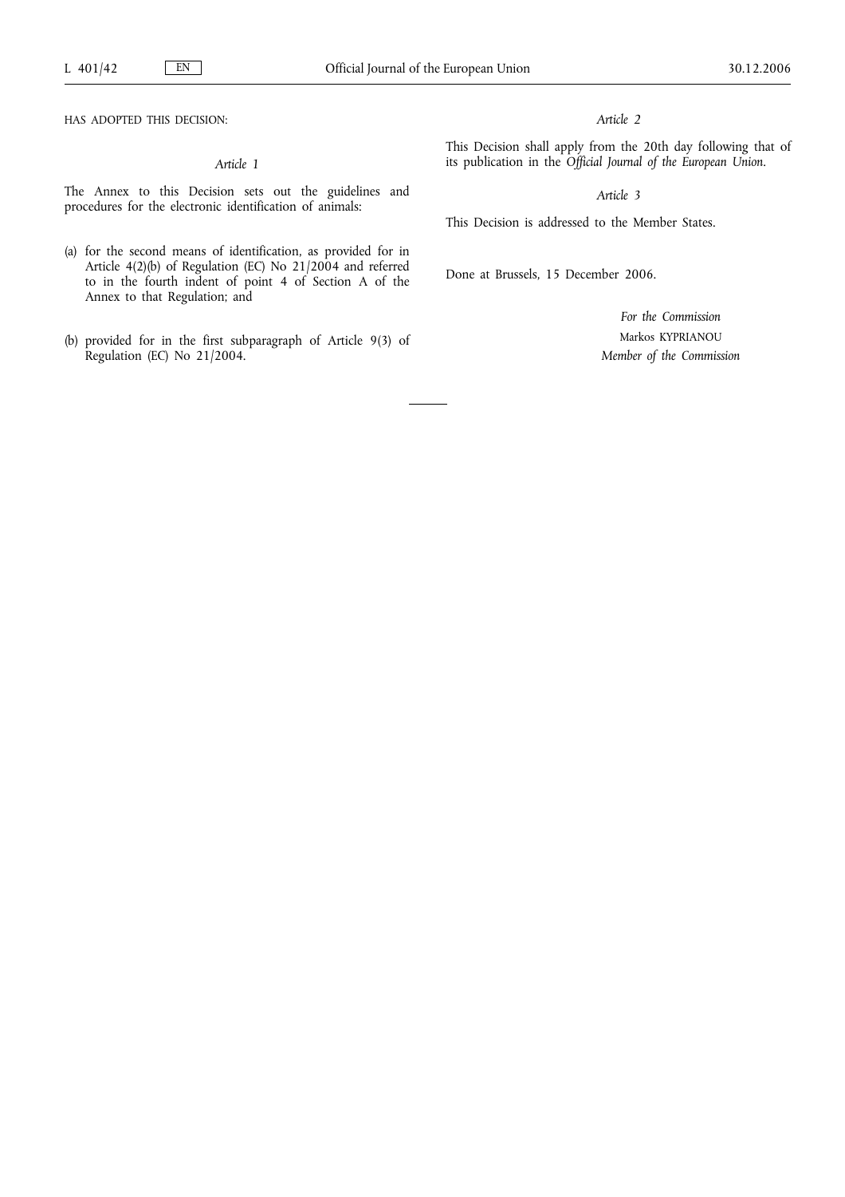HAS ADOPTED THIS DECISION:

*Article 1*

The Annex to this Decision sets out the guidelines and procedures for the electronic identification of animals:

(a) for the second means of identification, as provided for in Article 4(2)(b) of Regulation (EC) No 21/2004 and referred to in the fourth indent of point 4 of Section A of the Annex to that Regulation; and

(b) provided for in the first subparagraph of Article 9(3) of Regulation (EC) No 21/2004.

*Article 2*

This Decision shall apply from the 20th day following that of its publication in the *Official Journal of the European Union*.

*Article 3*

This Decision is addressed to the Member States.

Done at Brussels, 15 December 2006.

*For the Commission*

Markos KYPRIANOU

*Member of the Commission*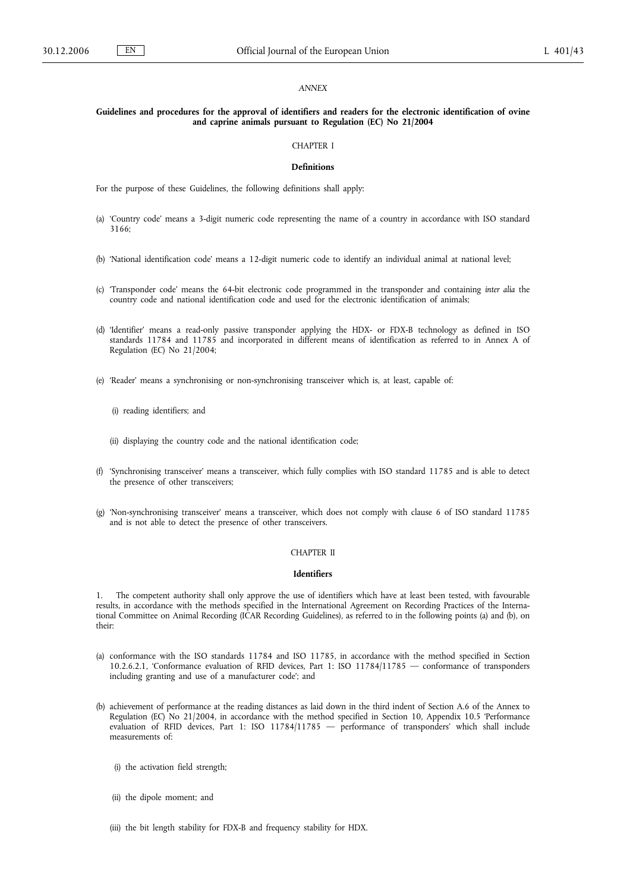*ANNEX*

## Guidelines and procedures for the approval of identifiers and readers for the electronic identification of ovine and caprine animals pursuant to Regulation (EC) No 21/2004

### CHAPTER I

### Definitions

For the purpose of these Guidelines, the following definitions shall apply:

(a) 'Country code' means a 3-digit numeric code representing the name of a country in accordance with ISO standard 3166;

(b) 'National identification code' means a 12-digit numeric code to identify an individual animal at national level;

(c) 'Transponder code' means the 64-bit electronic code programmed in the transponder and containing *inter alia* the country code and national identification code and used for the electronic identification of animals;

(d) 'Identifier' means a read-only passive transponder applying the HDX- or FDX-B technology as defined in ISO standards 11784 and 11785 and incorporated in different means of identification as referred to in Annex A of Regulation (EC) No 21/2004;

(e) 'Reader' means a synchronising or non-synchronising transceiver which is, at least, capable of:

(i) reading identifiers; and

(ii) displaying the country code and the national identification code;

(f) 'Synchronising transceiver' means a transceiver, which fully complies with ISO standard 11785 and is able to detect the presence of other transceivers;

(g) 'Non-synchronising transceiver' means a transceiver, which does not comply with clause 6 of ISO standard 11785 and is not able to detect the presence of other transceivers.

### CHAPTER II

### Identifiers

1. The competent authority shall only approve the use of identifiers which have at least been tested, with favourable results, in accordance with the methods specified in the International Agreement on Recording Practices of the International Committee on Animal Recording (ICAR Recording Guidelines), as referred to in the following points (a) and (b), on their:

(a) conformance with the ISO standards 11784 and ISO 11785, in accordance with the method specified in Section 10.2.6.2.1, 'Conformance evaluation of RFID devices, Part 1: ISO 11784/11785 — conformance of transponders including granting and use of a manufacturer code'; and

(b) achievement of performance at the reading distances as laid down in the third indent of Section A.6 of the Annex to Regulation (EC) No 21/2004, in accordance with the method specified in Section 10, Appendix 10.5 'Performance evaluation of RFID devices, Part 1: ISO 11784/11785 — performance of transponders' which shall include measurements of:

(i) the activation field strength;

(ii) the dipole moment; and

(iii) the bit length stability for FDX-B and frequency stability for HDX.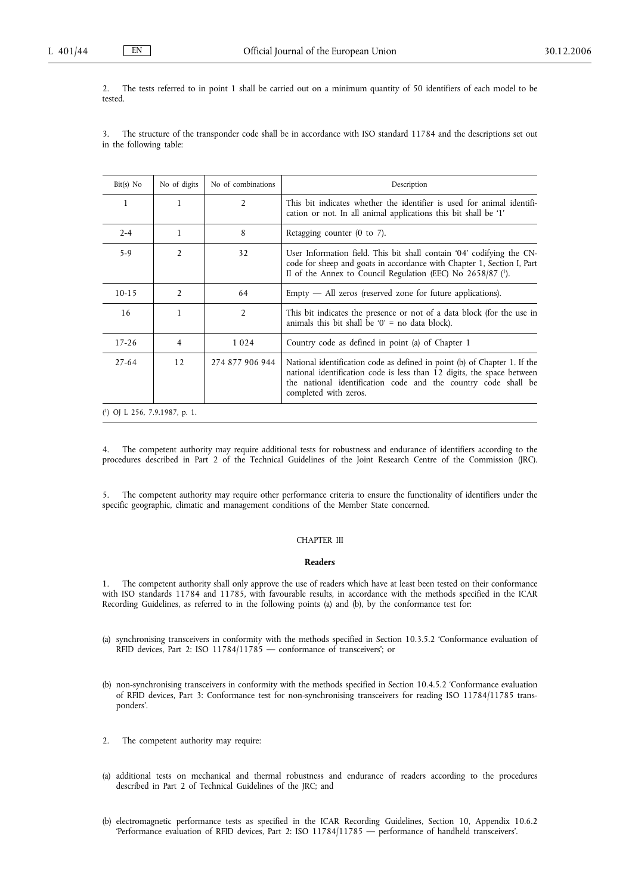2. The tests referred to in point 1 shall be carried out on a minimum quantity of 50 identifiers of each model to be tested.

3. The structure of the transponder code shall be in accordance with ISO standard 11784 and the descriptions set out in the following table:

| Bit(s) No | No of digits | No of combinations | Description |
|---|---|---|---|
| 1 | 1 | 2 | This bit indicates whether the identifier is used for animal identification or not. In all animal applications this bit shall be '1' |
| 2-4 | 1 | 8 | Retagging counter (0 to 7). |
| 5-9 | 2 | 32 | User Information field. This bit shall contain '04' codifying the CN-code for sheep and goats in accordance with Chapter 1, Section I, Part II of the Annex to Council Regulation (EEC) No 2658/87 ([1]). |
| 10-15 | 2 | 64 | Empty — All zeros (reserved zone for future applications). |
| 16 | 1 | 2 | This bit indicates the presence or not of a data block (for the use in animals this bit shall be '0' = no data block). |
| 17-26 | 4 | 1 024 | Country code as defined in point (a) of Chapter 1 |
| 27-64 | 12 | 274 877 906 944 | National identification code as defined in point (b) of Chapter 1. If the national identification code is less than 12 digits, the space between the national identification code and the country code shall be completed with zeros. |

([1]) OJ L 256, 7.9.1987, p. 1.

4. The competent authority may require additional tests for robustness and endurance of identifiers according to the procedures described in Part 2 of the Technical Guidelines of the Joint Research Centre of the Commission (JRC).

5. The competent authority may require other performance criteria to ensure the functionality of identifiers under the specific geographic, climatic and management conditions of the Member State concerned.

## CHAPTER III

### Readers

1. The competent authority shall only approve the use of readers which have at least been tested on their conformance with ISO standards 11784 and 11785, with favourable results, in accordance with the methods specified in the ICAR Recording Guidelines, as referred to in the following points (a) and (b), by the conformance test for:

(a) synchronising transceivers in conformity with the methods specified in Section 10.3.5.2 'Conformance evaluation of RFID devices, Part 2: ISO 11784/11785 — conformance of transceivers'; or

(b) non-synchronising transceivers in conformity with the methods specified in Section 10.4.5.2 'Conformance evaluation of RFID devices, Part 3: Conformance test for non-synchronising transceivers for reading ISO 11784/11785 transponders'.

2. The competent authority may require:

(a) additional tests on mechanical and thermal robustness and endurance of readers according to the procedures described in Part 2 of Technical Guidelines of the JRC; and

(b) electromagnetic performance tests as specified in the ICAR Recording Guidelines, Section 10, Appendix 10.6.2 'Performance evaluation of RFID devices, Part 2: ISO 11784/11785 — performance of handheld transceivers'.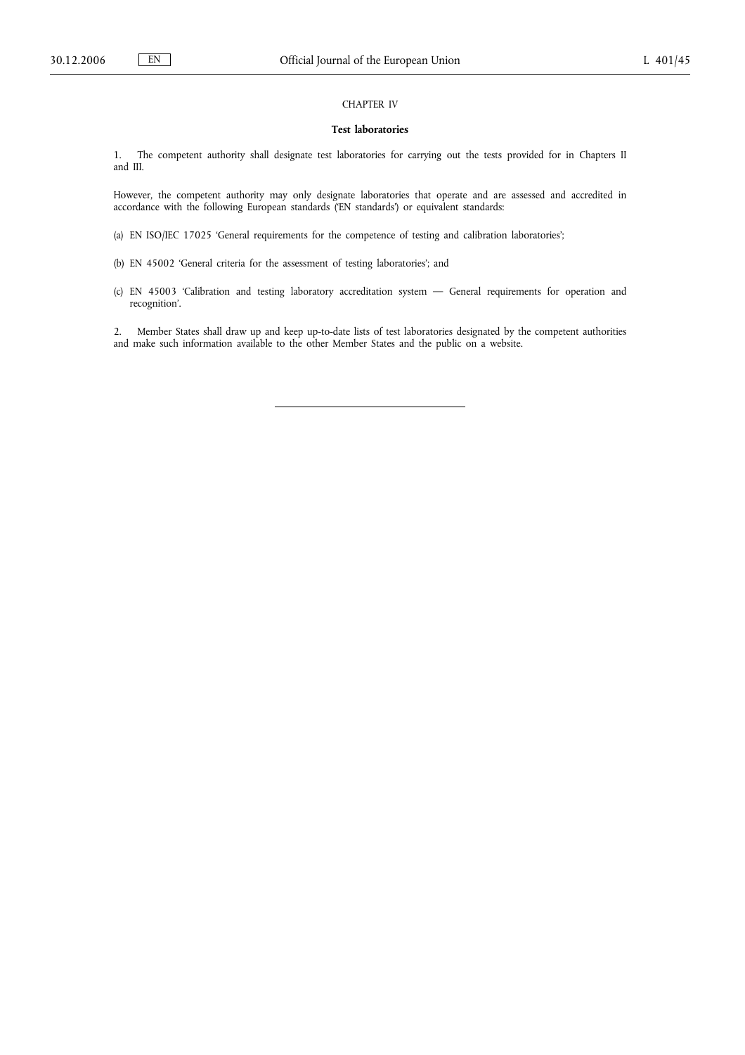CHAPTER IV

**Test laboratories**

1. The competent authority shall designate test laboratories for carrying out the tests provided for in Chapters II and III.

However, the competent authority may only designate laboratories that operate and are assessed and accredited in accordance with the following European standards ('EN standards') or equivalent standards:

(a) EN ISO/IEC 17025 'General requirements for the competence of testing and calibration laboratories';

(b) EN 45002 'General criteria for the assessment of testing laboratories'; and

(c) EN 45003 'Calibration and testing laboratory accreditation system — General requirements for operation and recognition'.

2. Member States shall draw up and keep up-to-date lists of test laboratories designated by the competent authorities and make such information available to the other Member States and the public on a website.